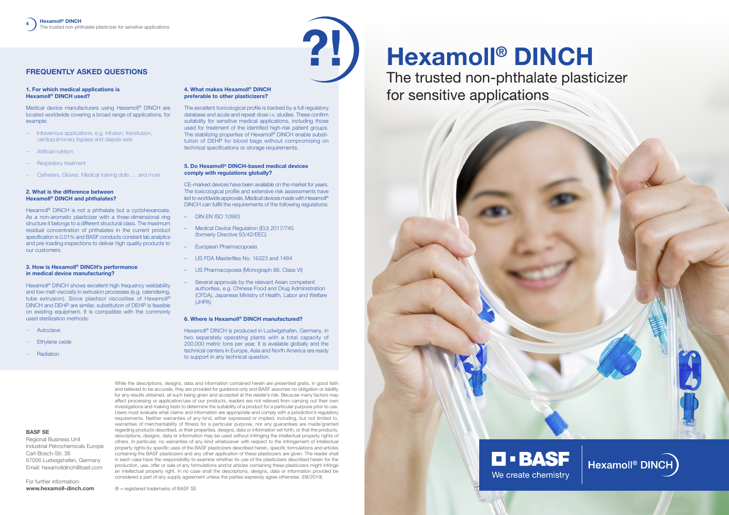# Hexamoll® DINCH

## The trusted non-phthalate plasticizer for sensitive applications

## FREQUENTLY ASKED QUESTIONS

### 1. For which medical applications is Hexamoll® DINCH used?

Medical device manufacturers using Hexamoll® DINCH are located worldwide covering a broad range of applications, for example:

- Intravenous applications, e.g. infusion, transfusion, cardiopulmonary bypass and dialysis sets
- Artificial nutrition
- Respiratory treatment
- Catheters, Gloves, Medical training dolls…. and more.

### 2. What is the difference between Hexamoll® DINCH and phthalates?

Hexamoll® DINCH is not a phthalate but a cyclohexanoate. As a non-aromatic plasticizer with a three-dimensional ring structure it belongs to a different structural class. The maximum residual concentration of phthalates in the current product specification is 0.01% and BASF conducts constant lab analytics and pre-loading inspections to deliver high quality products to our customers.

### 3. How is Hexamoll® DINCH's performance in medical device manufacturing?

Hexamoll® DINCH shows excellent high frequency weldability and low melt viscosity in extrusion processes (e.g. calendering, tube extrusion). Since plastisol viscosities of Hexamoll® DINCH and DEHP are similar, substitution of DEHP is feasible on existing equipment. It is compatible with the commonly used sterilization methods:

- Autoclave
- Ethylene oxide
- Radiation

### 4. What makes Hexamoll® DINCH preferable to other plasticizers?

The excellent toxicological profile is backed by a full regulatory database and acute and repeat dose i.v. studies. These confirm suitability for sensitive medical applications, including those used for treatment of the identified high-risk patient groups. The stabilizing properties of Hexamoll® DINCH enable substitution of DEHP for blood bags without compromising on technical specifications or storage requirements.

### 5. Do Hexamoll® DINCH-based medical devices comply with regulations globally?

CE-marked devices have been available on the market for years. The toxicological profile and extensive risk assessments have led to worldwide approvals. Medical devices made with Hexamoll® DINCH can fulfill the requirements of the following regulations:

- DIN EN ISO 10993
- Medical Device Regulation (EU) 2017/745 (formerly Directive 93/42/EEC)
- European Pharmacopoeia
- US FDA Masterfiles No. 16323 and 1484
- US Pharmacopoeia (Monograph 88, Class VI)
- Several approvals by the relevant Asian competent authorities, e.g. Chinese Food and Drug Administration (CFDA), Japanese Ministry of Health, Labor and Welfare (JHPA)

### 6. Where is Hexamoll® DINCH manufactured?

Hexamoll® DINCH is produced in Ludwigshafen, Germany, in two separately operating plants with a total capacity of 200,000 metric tons per year. It is available globally and the technical centers in Europe, Asia and North America are ready to support in any technical question.

While the descriptions, designs, data and information contained herein are presented gratis, in good faith and believed to be accurate, they are provided for guidance only and BASF assumes no obligation or liability for any results obtained, all such being given and accepted at the reader's risk. Because many factors may affect processing or application/use of our products, readers are not relieved from carrying out their own investigations and making tests to determine the suitability of a product for a particular purpose prior to use. Users must evaluate what claims and information are appropriate and comply with a jurisdiction's regulatory requirements. Neither warranties of any kind, either expressed or implied, including, but not limited to, warranties of merchantability of fitness for a particular purpose, nor any guarantees are made/granted regarding products described, or their properties, designs, data or information set forth, or that the products, descriptions, designs, data or information may be used without infringing the intellectual property rights of others. In particular, no warranties of any kind whatsoever with respect to the infringement of intellectual property rights by specific uses of the BASF plasticizers described herein, specific formulations and articles containing the BASF plasticizers and any other application of these plasticizers are given. The reader shall in each case have the responsibility to examine whether its use of the plasticizers described herein for the production, use, offer or sale of any formulations and/or articles containing these plasticizers might infringe an intellectual property right. In no case shall the descriptions, designs, data or information provided be considered a part of any supply agreement unless the parties expressly agree otherwise. (08/2019)

® = registered trademarks of BASF SE

**BASF SE**
Regional Business Unit
Industrial Petrochemicals Europe
Carl-Bosch-Str. 38
67056 Ludwigshafen, Germany
Email: hexamolldinch@basf.com

For further information:
**www.hexamoll-dinch.com**

BASF — We create chemistry

Hexamoll® DINCH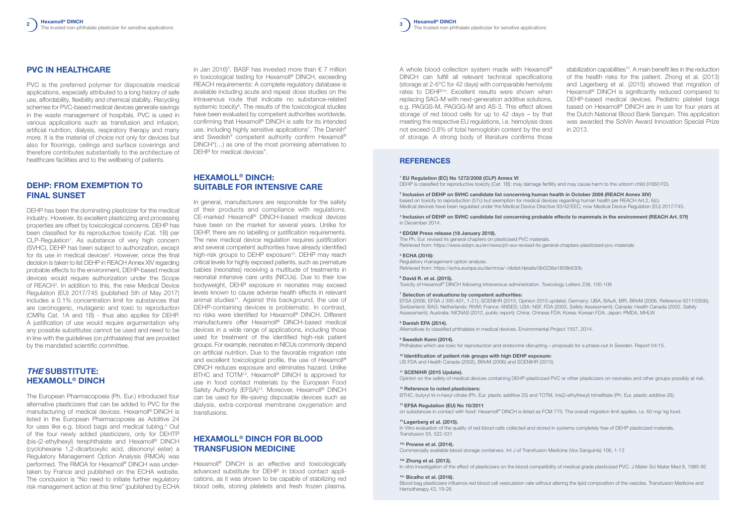## PVC IN HEALTHCARE

PVC is the preferred polymer for disposable medical applications, especially attributed to a long history of safe use, affordability, flexibility and chemical stability. Recycling schemes for PVC-based medical devices generate savings in the waste management of hospitals. PVC is used in various applications such as transfusion and infusion, artificial nutrition, dialysis, respiratory therapy and many more. It is the material of choice not only for devices but also for floorings, ceilings and surface coverings and therefore contributes substantially to the architecture of healthcare facilities and to the wellbeing of patients.

## DEHP: FROM EXEMPTION TO FINAL SUNSET

DEHP has been the dominating plasticizer for the medical industry. However, its excellent plasticizing and processing properties are offset by toxicological concerns. DEHP has been classified for its reproductive toxicity (Cat. 1B) per CLP-Regulation[1]. As substance of very high concern (SVHC), DEHP has been subject to authorization, except for its use in medical devices[2]. However, once the final decision is taken to list DEHP in REACH Annex XIV regarding probable effects to the environment, DEHP-based medical devices would require authorization under the Scope of REACH[3]. In addition to this, the new Medical Device Regulation (EU) 2017/745 (published 5th of May 2017) includes a 0.1% concentration limit for substances that are carcinogenic, mutagenic and toxic to reproduction (CMRs Cat. 1A and 1B) - thus also applies for DEHP. A justification of use would require argumentation why any possible substitutes cannot be used and need to be in line with the guidelines (on phthalates) that are provided by the mandated scientific committee.

## *THE* SUBSTITUTE: HEXAMOLL® DINCH

The European Pharmacopoeia (Ph. Eur.) introduced four alternative plasticizers that can be added to PVC for the manufacturing of medical devices. Hexamoll® DINCH is listed in the European Pharmacopoeia as Additive 24 for uses like e.g. blood bags and medical tubing.[4] Out of the four newly added plasticizers, only for DEHTP (bis-(2-ethylhexyl) terephthalate and Hexamoll® DINCH (cyclohexane 1,2-dicarboxylic acid, diisononyl ester) a Regulatory Management Option Analysis (RMOA) was performed. The RMOA for Hexamoll® DINCH was undertaken by France and published on the ECHA website. The conclusion is "No need to initiate further regulatory risk management action at this time" (published by ECHA in Jan 2016)[5]. BASF has invested more than € 7 million in toxicological testing for Hexamoll® DINCH, exceeding REACH requirements: A complete regulatory database is available including acute and repeat dose studies on the intravenous route that indicate no substance-related systemic toxicity[6]. The results of the toxicological studies have been evaluated by competent authorities worldwide, confirming that Hexamoll® DINCH is safe for its intended use, including highly sensitive applications[7]. The Danish[8] and Swedish[9] competent authority confirm Hexamoll® DINCH"(…) as one of the most promising alternatives to DEHP for medical devices".

## HEXAMOLL® DINCH: SUITABLE FOR INTENSIVE CARE

In general, manufacturers are responsible for the safety of their products and compliance with regulations. CE-marked Hexamoll® DINCH-based medical devices have been on the market for several years. Unlike for DEHP, there are no labelling or justification requirements. The new medical device regulation requires justification and several competent authorities have already identified high-risk groups to DEHP exposure[10]. DEHP may reach critical levels for highly exposed patients, such as premature babies (neonates) receiving a multitude of treatments in neonatal intensive care units (NICUs). Due to their low bodyweight, DEHP exposure in neonates may exceed levels known to cause adverse health effects in relevant animal studies[11]. Against this background, the use of DEHP-containing devices is problematic. In contrast, no risks were identified for Hexamoll® DINCH. Different manufacturers offer Hexamoll® DINCH-based medical devices in a wide range of applications, including those used for treatment of the identified high-risk patient groups. For example, neonates in NICUs commonly depend on artificial nutrition. Due to the favorable migration rate and excellent toxicological profile, the use of Hexamoll® DINCH reduces exposure and eliminates hazard. Unlike BTHC and TOTM[12], Hexamoll® DINCH is approved for use in food contact materials by the European Food Safety Authority (EFSA)[13]. Moreover, Hexamoll® DINCH can be used for life-saving disposable devices such as dialysis, extra-corporeal membrane oxygenation and transfusions.

## HEXAMOLL® DINCH FOR BLOOD TRANSFUSION MEDICINE

Hexamoll® DINCH is an effective and toxicologically advanced substitute for DEHP in blood contact applications, as it was shown to be capable of stabilizing red blood cells, storing platelets and fresh frozen plasma. A whole blood collection system made with Hexamoll® DINCH can fulfill all relevant technical specifications (storage at 2-6°C for 42 days) with comparable hemolysis rates to DEHP[14]: Excellent results were shown when replacing SAG-M with next-generation additive solutions, e.g. PAGGS-M, PAGG-M and AS-3. This effect allows storage of red blood cells for up to 42 days – by that meeting the respective EU regulations, i.e. hemolysis does not exceed 0.8% of total hemoglobin content by the end of storage. A strong body of literature confirms those stabilization capabilities[15]. A main benefit lies in the reduction of the health risks for the patient. Zhong et al. (2013) and Lagerberg et al. (2015) showed that migration of Hexamoll® DINCH is significantly reduced compared to DEHP-based medical devices. Pediatric platelet bags based on Hexamoll® DINCH are in use for four years at the Dutch National Blood Bank Sanquin. This application was awarded the SolVin Award Innovation Special Prize in 2013.

## REFERENCES

**[1] EU Regulation (EC) No 1272/2008 (CLP) Annex VI**
DEHP is classified for reproductive toxicity (Cat. 1B): may damage fertility and may cause harm to the unborn child (H360 FD).

**[2] Inclusion of DEHP on SVHC candidate list concerning human health in October 2008 (REACH Annex XIV)**
based on toxicity to reproduction (57c) but exemption for medical devices regarding human health per REACH Art.2, 6(c).
Medical devices have been regulated under the Medical Device Directive 93/42/EEC, now Medical Device Regulation (EU) 2017/745.

**[3] Inclusion of DEHP on SVHC candidate list concerning probable effects to mammals in the environment (REACH Art. 57f)**
in December 2014.

**[4] EDQM Press release (18 January 2018).**
The Ph. Eur. revised its general chapters on plasticised PVC materials.
Retrieved from: https://www.edqm.eu/en/news/ph-eur-revised-its-general-chapters-plasticised-pvc-materials

**[5] ECHA (2016):**
Regulatory management option analysis.
Retrieved from: https://echa.europa.eu/de/rmoa/-/dislist/details/0b0236e1809b630b

**[6] David R. et al. (2015).**
Toxicity of Hexamoll® DINCH following intravenous administration. Toxicology Letters 238, 100-109

**[7] Selection of evaluations by competent authorities:**
EFSA (2006, EFSA J 395-401, 1-21); SCENIHR (2015, Opinion 2015 update); Germany: UBA, BAuA, BfR, BfArM (2006, Reference 9211/0506); Switzerland: BAG; Netherlands: RIVM; France: ANSES; USA: NSF, FDA (2002, Safety Assessment); Canada: Health Canada (2002, Safety Assessment); Australia: NICNAS (2012, public report); China: Chinese FDA; Korea: Korean FDA; Japan: PMDA, MHLW

**[8] Danish EPA (2014).**
Alternatives to classified phthalates in medical devices. Environmental Project 1557, 2014.

**[9] Swedish Kemi (2014).**
Phthalates which are toxic for reproduction and endocrine-disrupting – proposals for a phase-out in Sweden. Report 04/15.

**[10] Identification of patient risk groups with high DEHP exposure:**
US FDA and Health Canada (2002), BfArM (2006) and SCENIHR (2015)

**[11] SCENIHR (2015 Update).**
Opinion on the safety of medical devices containing DEHP-plasticized PVC or other plasticizers on neonates and other groups possibly at risk.

**[12] Reference to noted plasticizers:**
BTHC, butyryl tri-n-hexyl citrate (Ph. Eur. plastic additive 25) and TOTM, tris(2-ethylhexyl) trimellitate (Ph. Eur. plastic additive 26).

**[13] EFSA Regulation (EU) No 10/2011**
on substances in contact with food: Hexamoll® DINCH is listed as FCM 775: The overall migration limit applies, i.e. 60 mg/ kg food.

**[14] Lagerberg et al. (2015).**
In Vitro evaluation of the quality of red blood cells collected and stored in systems completely free of DEHP plasticized materials.
Transfusion 55, 522-531

**[15a] Prowse et al. (2014).**
Commercially available blood storage containers. Int J of Transfusion Medicine (Vox Sanguinis) 106, 1-13

**[15b] Zhong et al. (2013).**
In vitro investigation of the effect of plasticizers on the blood compatibility of medical grade plasticized PVC. J Mater Sci Mater Med 8, 1985-92

**[15c] Bicalho et al. (2016).**
Blood bag plasticizers influence red blood cell vesiculation rate without altering the lipid composition of the vesicles. Transfusion Medicine and Hemotherapy 43, 19-26